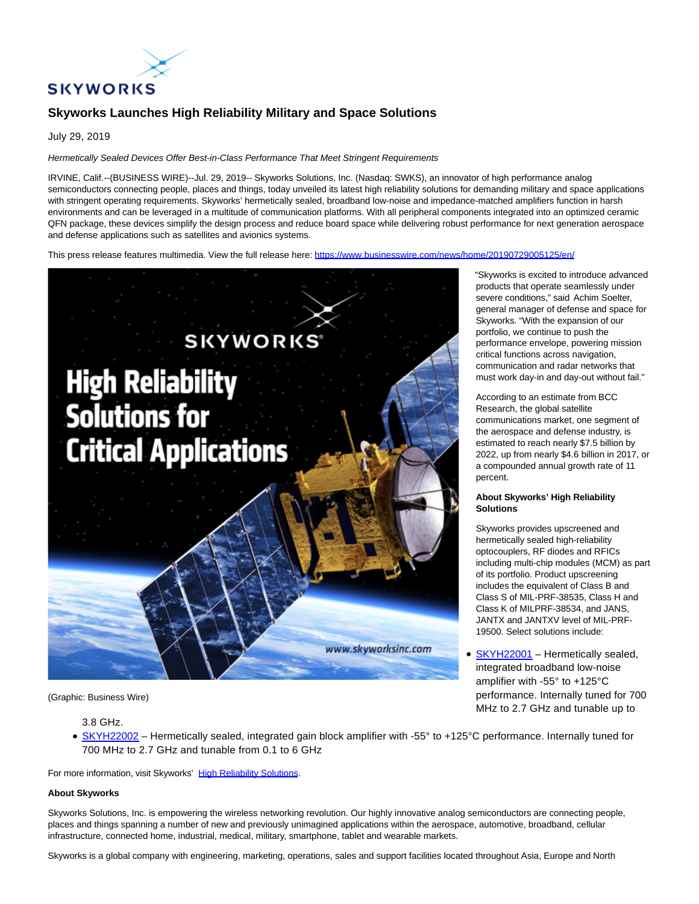# Skyworks Launches High Reliability Military and Space Solutions

July 29, 2019

*Hermetically Sealed Devices Offer Best-in-Class Performance That Meet Stringent Requirements*

IRVINE, Calif.--(BUSINESS WIRE)--Jul. 29, 2019-- Skyworks Solutions, Inc. (Nasdaq: SWKS), an innovator of high performance analog semiconductors connecting people, places and things, today unveiled its latest high reliability solutions for demanding military and space applications with stringent operating requirements. Skyworks' hermetically sealed, broadband low-noise and impedance-matched amplifiers function in harsh environments and can be leveraged in a multitude of communication platforms. With all peripheral components integrated into an optimized ceramic QFN package, these devices simplify the design process and reduce board space while delivering robust performance for next generation aerospace and defense applications such as satellites and avionics systems.

This press release features multimedia. View the full release here: https://www.businesswire.com/news/home/20190729005125/en/

(Graphic: Business Wire)

"Skyworks is excited to introduce advanced products that operate seamlessly under severe conditions," said Achim Soelter, general manager of defense and space for Skyworks. "With the expansion of our portfolio, we continue to push the performance envelope, powering mission critical functions across navigation, communication and radar networks that must work day-in and day-out without fail."

According to an estimate from BCC Research, the global satellite communications market, one segment of the aerospace and defense industry, is estimated to reach nearly $7.5 billion by 2022, up from nearly $4.6 billion in 2017, or a compounded annual growth rate of 11 percent.

**About Skyworks' High Reliability Solutions**

Skyworks provides upscreened and hermetically sealed high-reliability optocouplers, RF diodes and RFICs including multi-chip modules (MCM) as part of its portfolio. Product upscreening includes the equivalent of Class B and Class S of MIL-PRF-38535, Class H and Class K of MILPRF-38534, and JANS, JANTX and JANTXV level of MIL-PRF-19500. Select solutions include:

- SKYH22001 – Hermetically sealed, integrated broadband low-noise amplifier with -55° to +125°C performance. Internally tuned for 700 MHz to 2.7 GHz and tunable up to 3.8 GHz.
- SKYH22002 – Hermetically sealed, integrated gain block amplifier with -55° to +125°C performance. Internally tuned for 700 MHz to 2.7 GHz and tunable from 0.1 to 6 GHz

For more information, visit Skyworks' High Reliability Solutions.

**About Skyworks**

Skyworks Solutions, Inc. is empowering the wireless networking revolution. Our highly innovative analog semiconductors are connecting people, places and things spanning a number of new and previously unimagined applications within the aerospace, automotive, broadband, cellular infrastructure, connected home, industrial, medical, military, smartphone, tablet and wearable markets.

Skyworks is a global company with engineering, marketing, operations, sales and support facilities located throughout Asia, Europe and North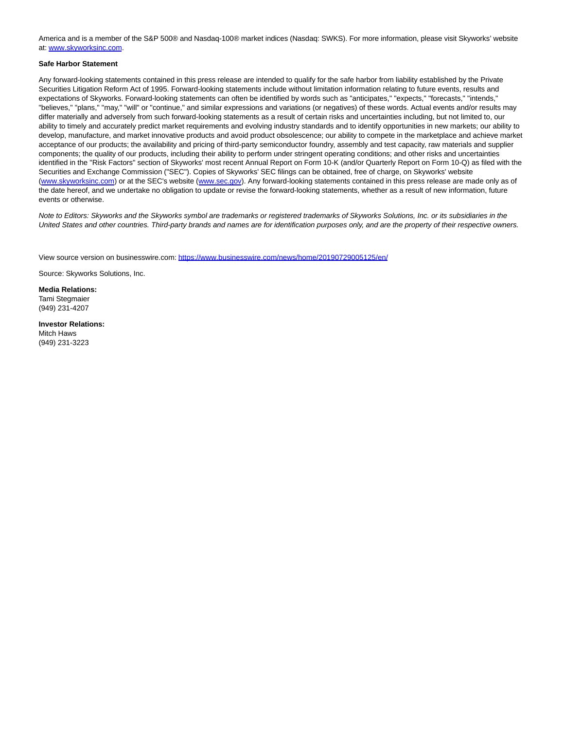America and is a member of the S&P 500® and Nasdaq-100® market indices (Nasdaq: SWKS). For more information, please visit Skyworks' website at: www.skyworksinc.com.

**Safe Harbor Statement**

Any forward-looking statements contained in this press release are intended to qualify for the safe harbor from liability established by the Private Securities Litigation Reform Act of 1995. Forward-looking statements include without limitation information relating to future events, results and expectations of Skyworks. Forward-looking statements can often be identified by words such as "anticipates," "expects," "forecasts," "intends," "believes," "plans," "may," "will" or "continue," and similar expressions and variations (or negatives) of these words. Actual events and/or results may differ materially and adversely from such forward-looking statements as a result of certain risks and uncertainties including, but not limited to, our ability to timely and accurately predict market requirements and evolving industry standards and to identify opportunities in new markets; our ability to develop, manufacture, and market innovative products and avoid product obsolescence; our ability to compete in the marketplace and achieve market acceptance of our products; the availability and pricing of third-party semiconductor foundry, assembly and test capacity, raw materials and supplier components; the quality of our products, including their ability to perform under stringent operating conditions; and other risks and uncertainties identified in the "Risk Factors" section of Skyworks' most recent Annual Report on Form 10-K (and/or Quarterly Report on Form 10-Q) as filed with the Securities and Exchange Commission ("SEC"). Copies of Skyworks' SEC filings can be obtained, free of charge, on Skyworks' website (www.skyworksinc.com) or at the SEC's website (www.sec.gov). Any forward-looking statements contained in this press release are made only as of the date hereof, and we undertake no obligation to update or revise the forward-looking statements, whether as a result of new information, future events or otherwise.

*Note to Editors: Skyworks and the Skyworks symbol are trademarks or registered trademarks of Skyworks Solutions, Inc. or its subsidiaries in the United States and other countries. Third-party brands and names are for identification purposes only, and are the property of their respective owners.*

View source version on businesswire.com: https://www.businesswire.com/news/home/20190729005125/en/

Source: Skyworks Solutions, Inc.

**Media Relations:**
Tami Stegmaier
(949) 231-4207

**Investor Relations:**
Mitch Haws
(949) 231-3223